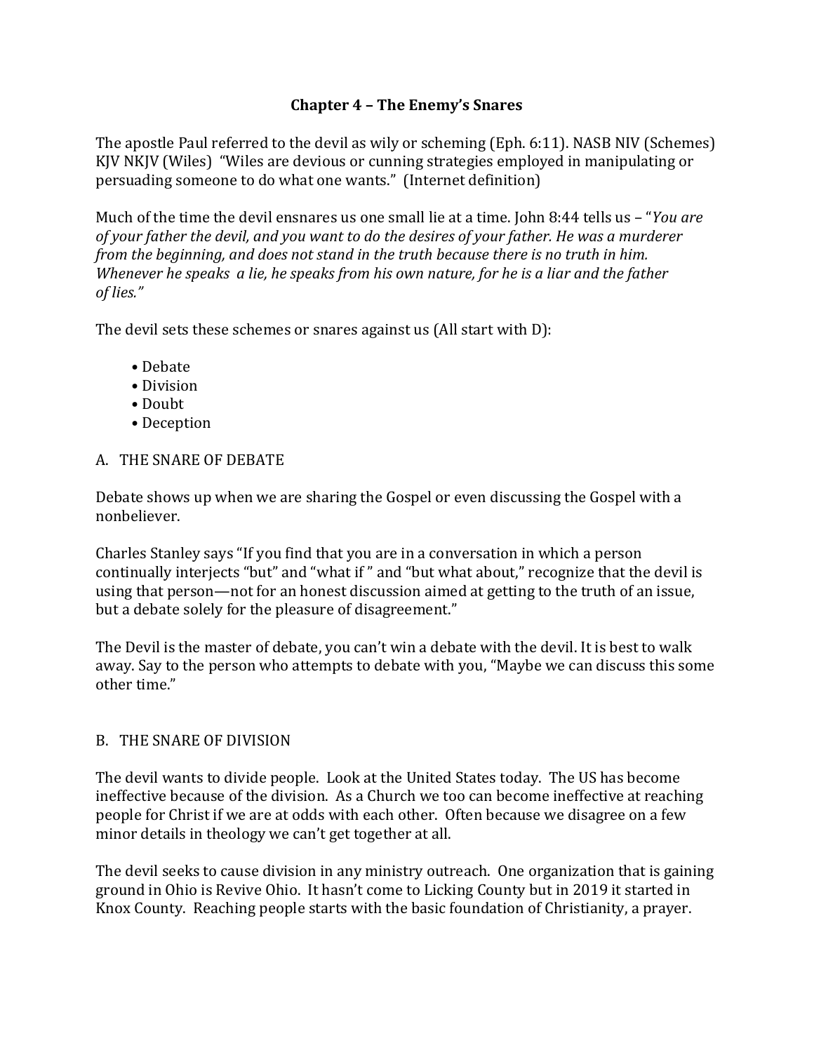# Chapter 4 – The Enemy's Snares

The apostle Paul referred to the devil as wily or scheming (Eph. 6:11). NASB NIV (Schemes) KJV NKJV (Wiles) "Wiles are devious or cunning strategies employed in manipulating or persuading someone to do what one wants." (Internet definition)

Much of the time the devil ensnares us one small lie at a time. John 8:44 tells us – "*You are of your father the devil, and you want to do the desires of your father. He was a murderer from the beginning, and does not stand in the truth because there is no truth in him. Whenever he speaks a lie, he speaks from his own nature, for he is a liar and the father of lies.*"

The devil sets these schemes or snares against us (All start with D):

- Debate
- Division
- Doubt
- Deception

## A. THE SNARE OF DEBATE

Debate shows up when we are sharing the Gospel or even discussing the Gospel with a nonbeliever.

Charles Stanley says "If you find that you are in a conversation in which a person continually interjects "but" and "what if " and "but what about," recognize that the devil is using that person—not for an honest discussion aimed at getting to the truth of an issue, but a debate solely for the pleasure of disagreement."

The Devil is the master of debate, you can't win a debate with the devil. It is best to walk away. Say to the person who attempts to debate with you, "Maybe we can discuss this some other time."

## B. THE SNARE OF DIVISION

The devil wants to divide people. Look at the United States today. The US has become ineffective because of the division. As a Church we too can become ineffective at reaching people for Christ if we are at odds with each other. Often because we disagree on a few minor details in theology we can't get together at all.

The devil seeks to cause division in any ministry outreach. One organization that is gaining ground in Ohio is Revive Ohio. It hasn't come to Licking County but in 2019 it started in Knox County. Reaching people starts with the basic foundation of Christianity, a prayer.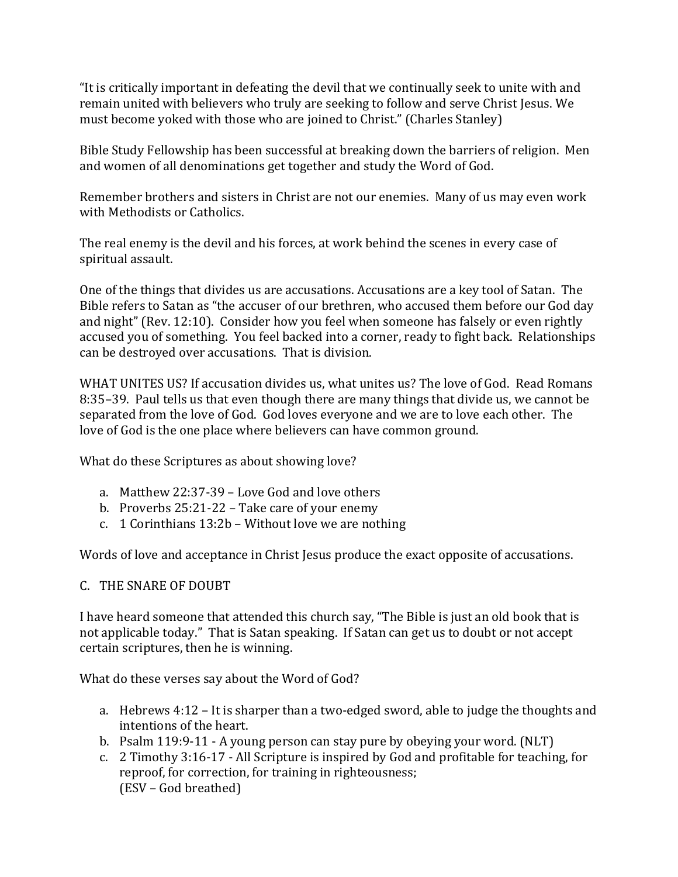"It is critically important in defeating the devil that we continually seek to unite with and remain united with believers who truly are seeking to follow and serve Christ Jesus. We must become yoked with those who are joined to Christ." (Charles Stanley)

Bible Study Fellowship has been successful at breaking down the barriers of religion. Men and women of all denominations get together and study the Word of God.

Remember brothers and sisters in Christ are not our enemies. Many of us may even work with Methodists or Catholics.

The real enemy is the devil and his forces, at work behind the scenes in every case of spiritual assault.

One of the things that divides us are accusations. Accusations are a key tool of Satan. The Bible refers to Satan as "the accuser of our brethren, who accused them before our God day and night" (Rev. 12:10). Consider how you feel when someone has falsely or even rightly accused you of something. You feel backed into a corner, ready to fight back. Relationships can be destroyed over accusations. That is division.

WHAT UNITES US? If accusation divides us, what unites us? The love of God. Read Romans 8:35–39. Paul tells us that even though there are many things that divide us, we cannot be separated from the love of God. God loves everyone and we are to love each other. The love of God is the one place where believers can have common ground.

What do these Scriptures as about showing love?

a. Matthew 22:37-39 – Love God and love others
b. Proverbs 25:21-22 – Take care of your enemy
c. 1 Corinthians 13:2b – Without love we are nothing

Words of love and acceptance in Christ Jesus produce the exact opposite of accusations.

## C. THE SNARE OF DOUBT

I have heard someone that attended this church say, "The Bible is just an old book that is not applicable today." That is Satan speaking. If Satan can get us to doubt or not accept certain scriptures, then he is winning.

What do these verses say about the Word of God?

a. Hebrews 4:12 – It is sharper than a two-edged sword, able to judge the thoughts and intentions of the heart.
b. Psalm 119:9-11 - A young person can stay pure by obeying your word. (NLT)
c. 2 Timothy 3:16-17 - All Scripture is inspired by God and profitable for teaching, for reproof, for correction, for training in righteousness;
   (ESV – God breathed)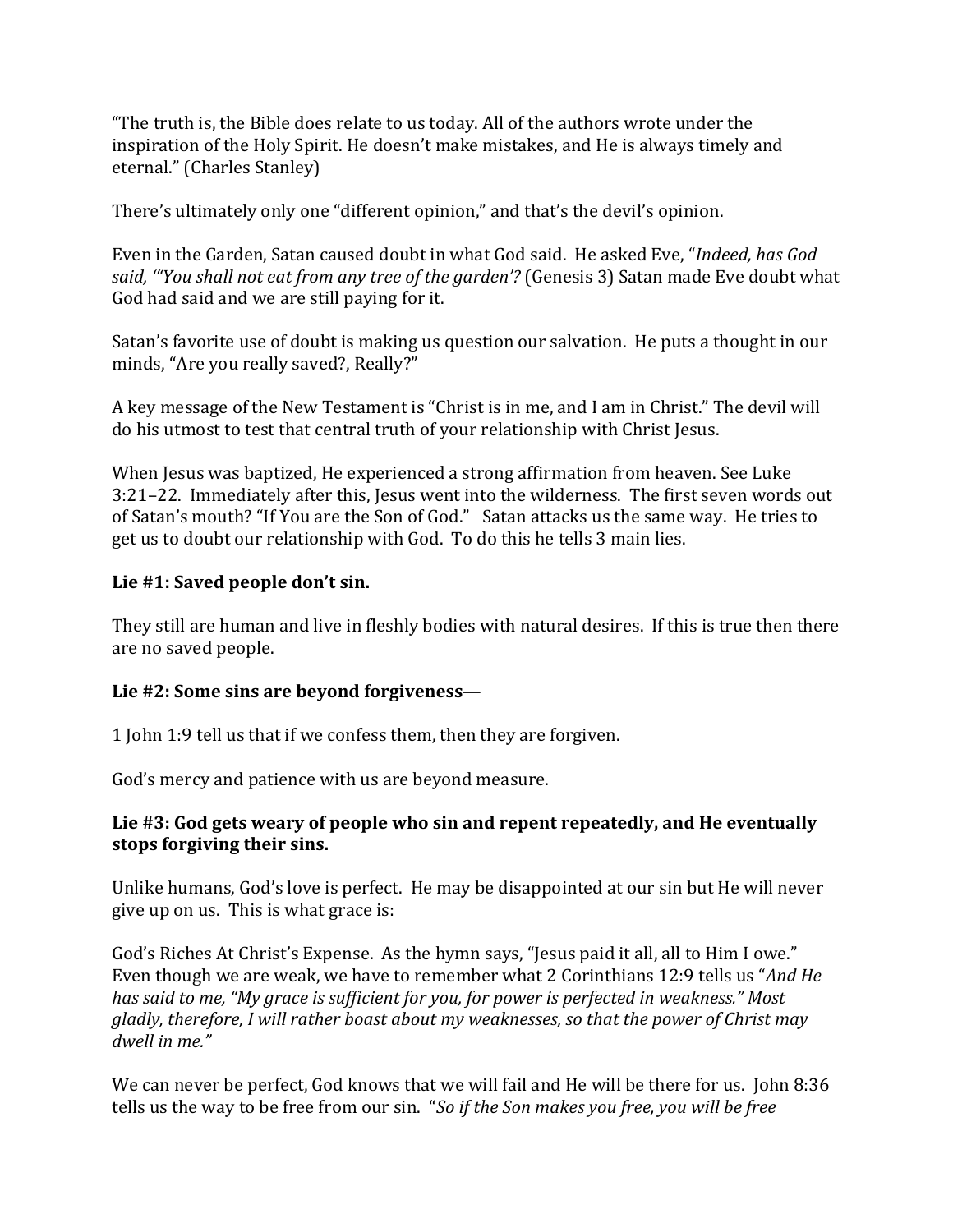"The truth is, the Bible does relate to us today. All of the authors wrote under the inspiration of the Holy Spirit. He doesn't make mistakes, and He is always timely and eternal." (Charles Stanley)

There's ultimately only one "different opinion," and that's the devil's opinion.

Even in the Garden, Satan caused doubt in what God said. He asked Eve, "*Indeed, has God said, '"You shall not eat from any tree of the garden'?* (Genesis 3) Satan made Eve doubt what God had said and we are still paying for it.

Satan's favorite use of doubt is making us question our salvation. He puts a thought in our minds, "Are you really saved?, Really?"

A key message of the New Testament is "Christ is in me, and I am in Christ." The devil will do his utmost to test that central truth of your relationship with Christ Jesus.

When Jesus was baptized, He experienced a strong affirmation from heaven. See Luke 3:21–22. Immediately after this, Jesus went into the wilderness. The first seven words out of Satan's mouth? "If You are the Son of God." Satan attacks us the same way. He tries to get us to doubt our relationship with God. To do this he tells 3 main lies.

**Lie #1: Saved people don't sin.**

They still are human and live in fleshly bodies with natural desires. If this is true then there are no saved people.

**Lie #2: Some sins are beyond forgiveness**—

1 John 1:9 tell us that if we confess them, then they are forgiven.

God's mercy and patience with us are beyond measure.

**Lie #3: God gets weary of people who sin and repent repeatedly, and He eventually stops forgiving their sins.**

Unlike humans, God's love is perfect. He may be disappointed at our sin but He will never give up on us. This is what grace is:

God's Riches At Christ's Expense. As the hymn says, "Jesus paid it all, all to Him I owe." Even though we are weak, we have to remember what 2 Corinthians 12:9 tells us "*And He has said to me, "My grace is sufficient for you, for power is perfected in weakness." Most gladly, therefore, I will rather boast about my weaknesses, so that the power of Christ may dwell in me."*

We can never be perfect, God knows that we will fail and He will be there for us. John 8:36 tells us the way to be free from our sin. "*So if the Son makes you free, you will be free*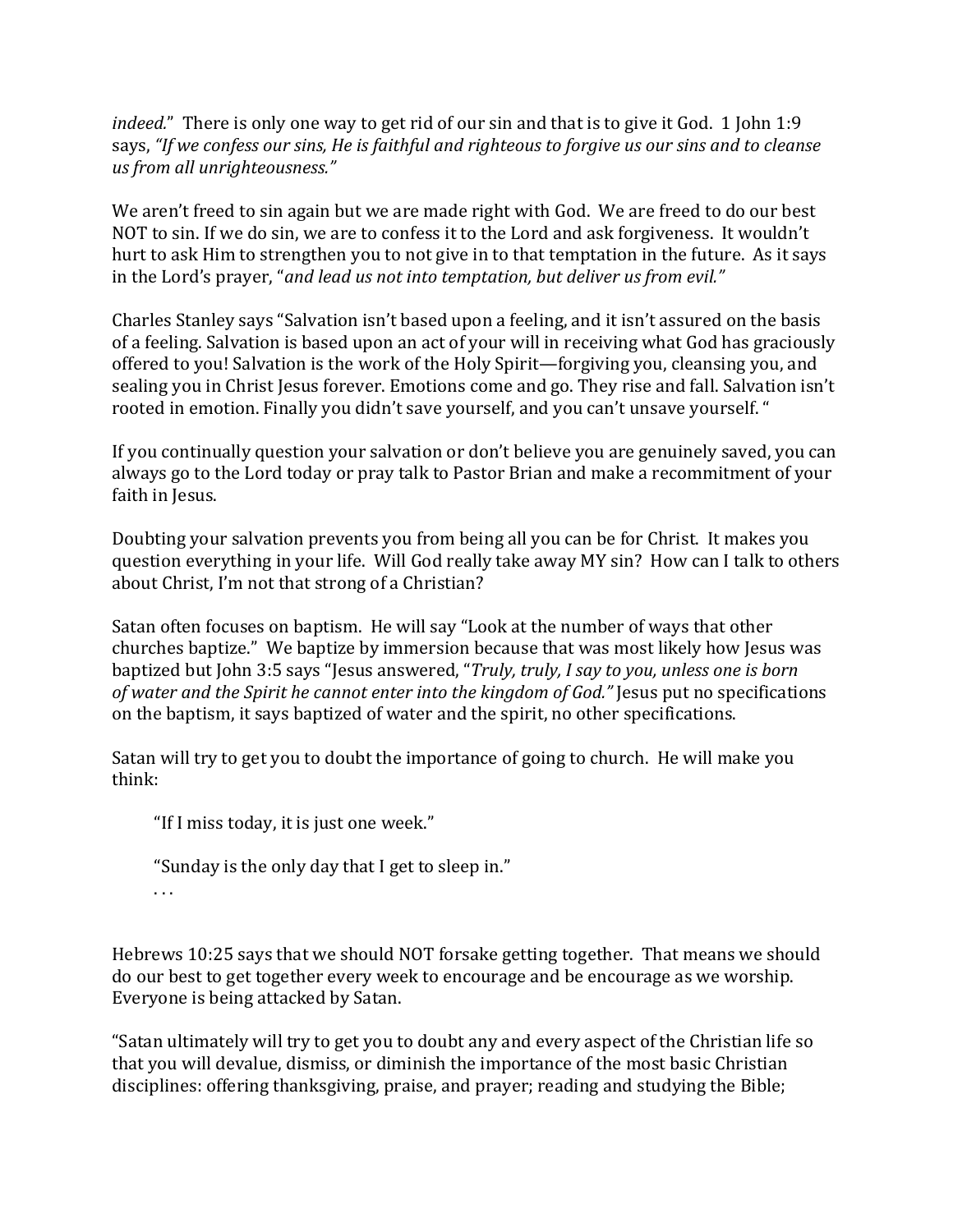*indeed.*" There is only one way to get rid of our sin and that is to give it God. 1 John 1:9 says, *"If we confess our sins, He is faithful and righteous to forgive us our sins and to cleanse us from all unrighteousness."*

We aren't freed to sin again but we are made right with God. We are freed to do our best NOT to sin. If we do sin, we are to confess it to the Lord and ask forgiveness. It wouldn't hurt to ask Him to strengthen you to not give in to that temptation in the future. As it says in the Lord's prayer, "*and lead us not into temptation, but deliver us from evil."*

Charles Stanley says "Salvation isn't based upon a feeling, and it isn't assured on the basis of a feeling. Salvation is based upon an act of your will in receiving what God has graciously offered to you! Salvation is the work of the Holy Spirit—forgiving you, cleansing you, and sealing you in Christ Jesus forever. Emotions come and go. They rise and fall. Salvation isn't rooted in emotion. Finally you didn't save yourself, and you can't unsave yourself. "

If you continually question your salvation or don't believe you are genuinely saved, you can always go to the Lord today or pray talk to Pastor Brian and make a recommitment of your faith in Jesus.

Doubting your salvation prevents you from being all you can be for Christ. It makes you question everything in your life. Will God really take away MY sin? How can I talk to others about Christ, I'm not that strong of a Christian?

Satan often focuses on baptism. He will say "Look at the number of ways that other churches baptize." We baptize by immersion because that was most likely how Jesus was baptized but John 3:5 says "Jesus answered, "*Truly, truly, I say to you, unless one is born of water and the Spirit he cannot enter into the kingdom of God."* Jesus put no specifications on the baptism, it says baptized of water and the spirit, no other specifications.

Satan will try to get you to doubt the importance of going to church. He will make you think:

"If I miss today, it is just one week."

"Sunday is the only day that I get to sleep in."

. . .

Hebrews 10:25 says that we should NOT forsake getting together. That means we should do our best to get together every week to encourage and be encourage as we worship. Everyone is being attacked by Satan.

"Satan ultimately will try to get you to doubt any and every aspect of the Christian life so that you will devalue, dismiss, or diminish the importance of the most basic Christian disciplines: offering thanksgiving, praise, and prayer; reading and studying the Bible;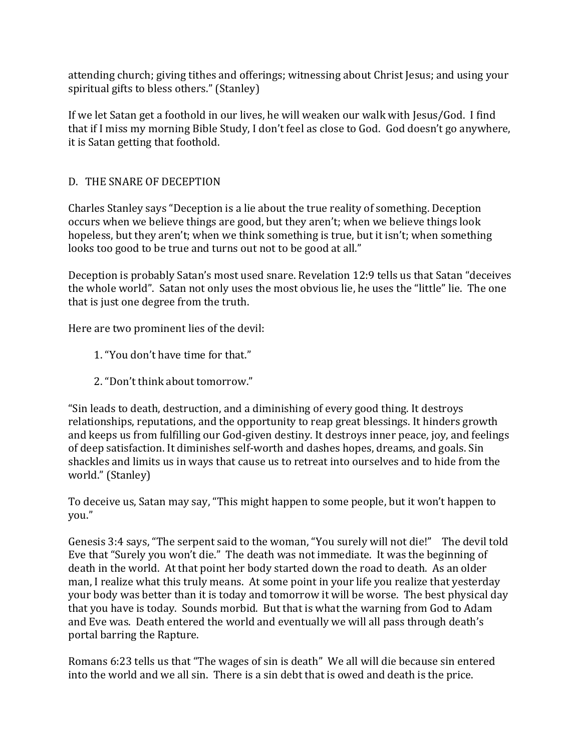attending church; giving tithes and offerings; witnessing about Christ Jesus; and using your spiritual gifts to bless others." (Stanley)

If we let Satan get a foothold in our lives, he will weaken our walk with Jesus/God. I find that if I miss my morning Bible Study, I don't feel as close to God. God doesn't go anywhere, it is Satan getting that foothold.

## D. THE SNARE OF DECEPTION

Charles Stanley says "Deception is a lie about the true reality of something. Deception occurs when we believe things are good, but they aren't; when we believe things look hopeless, but they aren't; when we think something is true, but it isn't; when something looks too good to be true and turns out not to be good at all."

Deception is probably Satan's most used snare. Revelation 12:9 tells us that Satan "deceives the whole world". Satan not only uses the most obvious lie, he uses the "little" lie. The one that is just one degree from the truth.

Here are two prominent lies of the devil:

1. "You don't have time for that."

2. "Don't think about tomorrow."

"Sin leads to death, destruction, and a diminishing of every good thing. It destroys relationships, reputations, and the opportunity to reap great blessings. It hinders growth and keeps us from fulfilling our God-given destiny. It destroys inner peace, joy, and feelings of deep satisfaction. It diminishes self-worth and dashes hopes, dreams, and goals. Sin shackles and limits us in ways that cause us to retreat into ourselves and to hide from the world." (Stanley)

To deceive us, Satan may say, "This might happen to some people, but it won't happen to you."

Genesis 3:4 says, "The serpent said to the woman, "You surely will not die!" The devil told Eve that "Surely you won't die." The death was not immediate. It was the beginning of death in the world. At that point her body started down the road to death. As an older man, I realize what this truly means. At some point in your life you realize that yesterday your body was better than it is today and tomorrow it will be worse. The best physical day that you have is today. Sounds morbid. But that is what the warning from God to Adam and Eve was. Death entered the world and eventually we will all pass through death's portal barring the Rapture.

Romans 6:23 tells us that "The wages of sin is death" We all will die because sin entered into the world and we all sin. There is a sin debt that is owed and death is the price.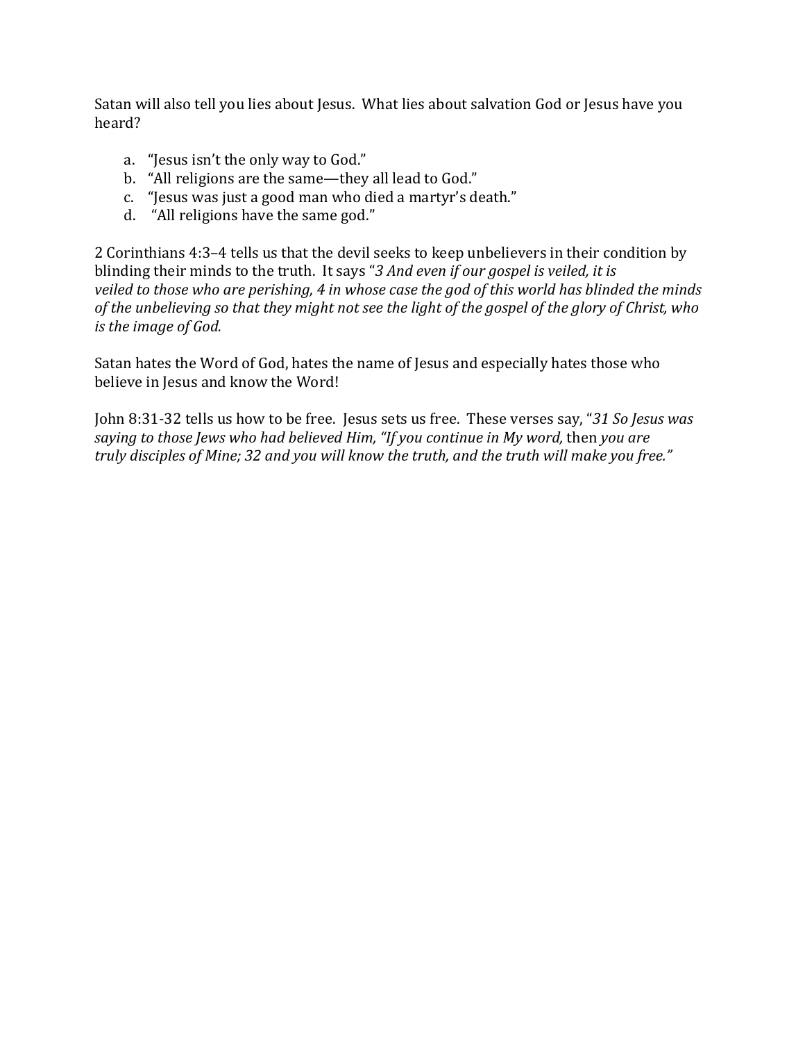Satan will also tell you lies about Jesus. What lies about salvation God or Jesus have you heard?

a. "Jesus isn't the only way to God."
b. "All religions are the same—they all lead to God."
c. "Jesus was just a good man who died a martyr's death."
d. "All religions have the same god."

2 Corinthians 4:3–4 tells us that the devil seeks to keep unbelievers in their condition by blinding their minds to the truth. It says "*3 And even if our gospel is veiled, it is veiled to those who are perishing, 4 in whose case the god of this world has blinded the minds of the unbelieving so that they might not see the light of the gospel of the glory of Christ, who is the image of God.*

Satan hates the Word of God, hates the name of Jesus and especially hates those who believe in Jesus and know the Word!

John 8:31-32 tells us how to be free. Jesus sets us free. These verses say, "*31 So Jesus was saying to those Jews who had believed Him, "If you continue in My word,* then *you are truly disciples of Mine; 32 and you will know the truth, and the truth will make you free."*